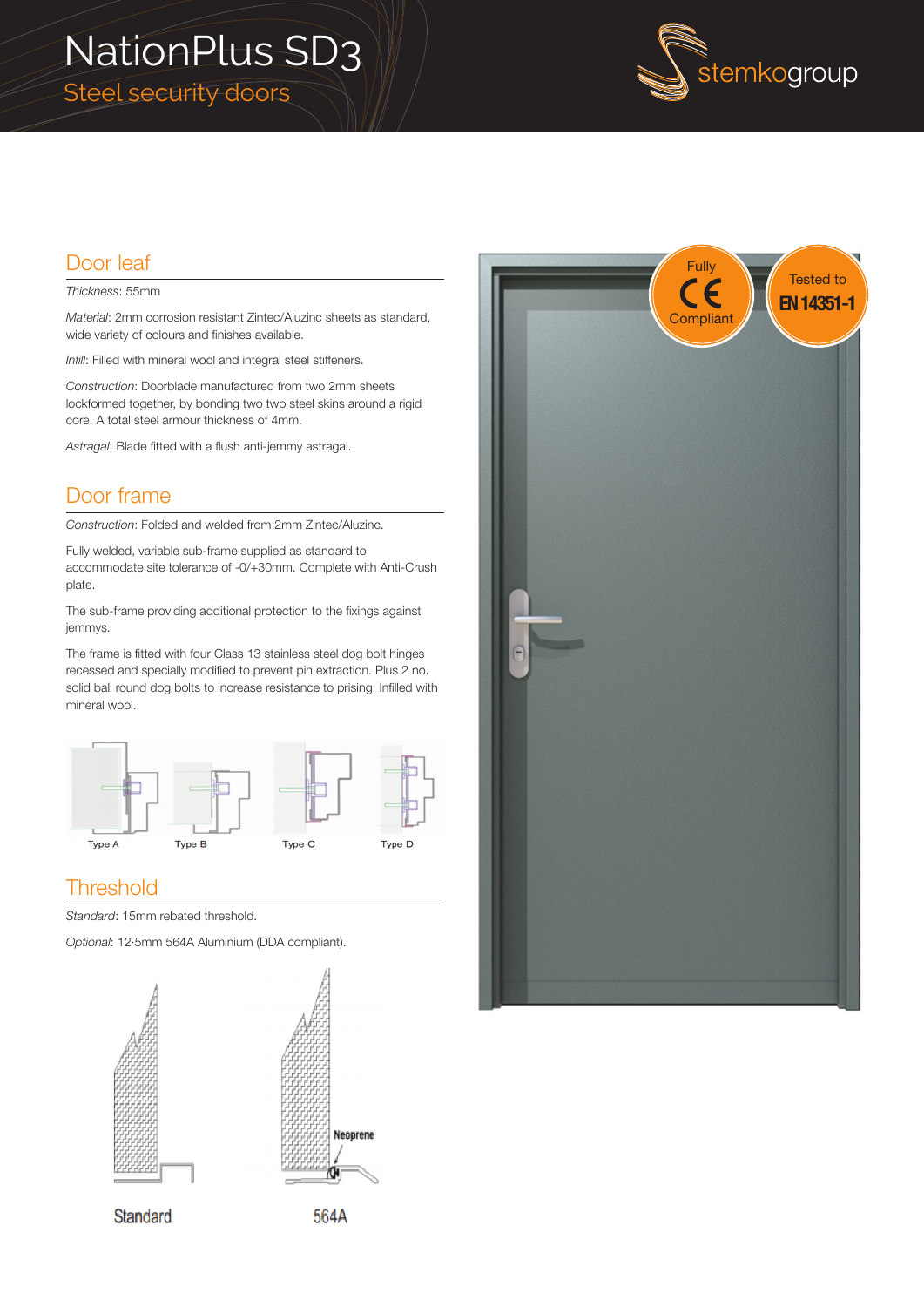# NationPlus SD3

## Steel security doors

stemkogroup

Fully CE Compliant

Tested to EN 14351-1

## Door leaf

*Thickness*: 55mm

*Material*: 2mm corrosion resistant Zintec/Aluzinc sheets as standard, wide variety of colours and finishes available.

*Infill*: Filled with mineral wool and integral steel stiffeners.

*Construction*: Doorblade manufactured from two 2mm sheets lockformed together, by bonding two two steel skins around a rigid core. A total steel armour thickness of 4mm.

*Astragal*: Blade fitted with a flush anti-jemmy astragal.

## Door frame

*Construction*: Folded and welded from 2mm Zintec/Aluzinc.

Fully welded, variable sub-frame supplied as standard to accommodate site tolerance of -0/+30mm. Complete with Anti-Crush plate.

The sub-frame providing additional protection to the fixings against jemmys.

The frame is fitted with four Class 13 stainless steel dog bolt hinges recessed and specially modified to prevent pin extraction. Plus 2 no. solid ball round dog bolts to increase resistance to prising. Infilled with mineral wool.

Type A Type B Type C Type D

## Threshold

*Standard*: 15mm rebated threshold.

*Optional*: 12·5mm 564A Aluminium (DDA compliant).

Neoprene

Standard 564A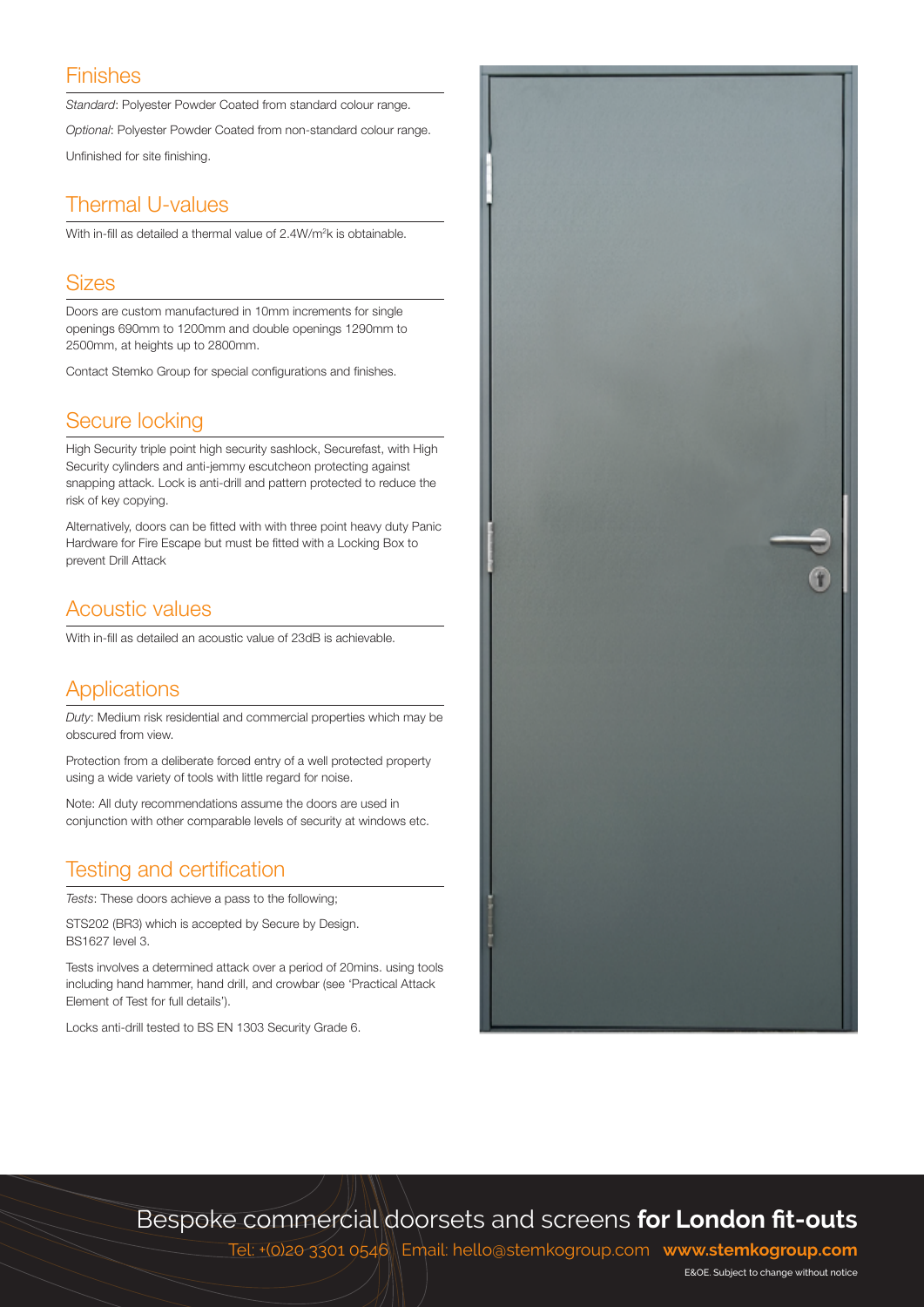## Finishes

*Standard*: Polyester Powder Coated from standard colour range.

*Optional*: Polyester Powder Coated from non-standard colour range.

Unfinished for site finishing.

## Thermal U-values

With in-fill as detailed a thermal value of 2.4W/m²k is obtainable.

## Sizes

Doors are custom manufactured in 10mm increments for single openings 690mm to 1200mm and double openings 1290mm to 2500mm, at heights up to 2800mm.

Contact Stemko Group for special configurations and finishes.

## Secure locking

High Security triple point high security sashlock, Securefast, with High Security cylinders and anti-jemmy escutcheon protecting against snapping attack. Lock is anti-drill and pattern protected to reduce the risk of key copying.

Alternatively, doors can be fitted with with three point heavy duty Panic Hardware for Fire Escape but must be fitted with a Locking Box to prevent Drill Attack

## Acoustic values

With in-fill as detailed an acoustic value of 23dB is achievable.

## Applications

*Duty*: Medium risk residential and commercial properties which may be obscured from view.

Protection from a deliberate forced entry of a well protected property using a wide variety of tools with little regard for noise.

Note: All duty recommendations assume the doors are used in conjunction with other comparable levels of security at windows etc.

## Testing and certification

*Tests*: These doors achieve a pass to the following;

STS202 (BR3) which is accepted by Secure by Design.
BS1627 level 3.

Tests involves a determined attack over a period of 20mins. using tools including hand hammer, hand drill, and crowbar (see 'Practical Attack Element of Test for full details').

Locks anti-drill tested to BS EN 1303 Security Grade 6.

Bespoke commercial doorsets and screens **for London fit-outs**

Tel: +(0)20 3301 0546 Email: hello@stemkogroup.com **www.stemkogroup.com**

E&OE. Subject to change without notice